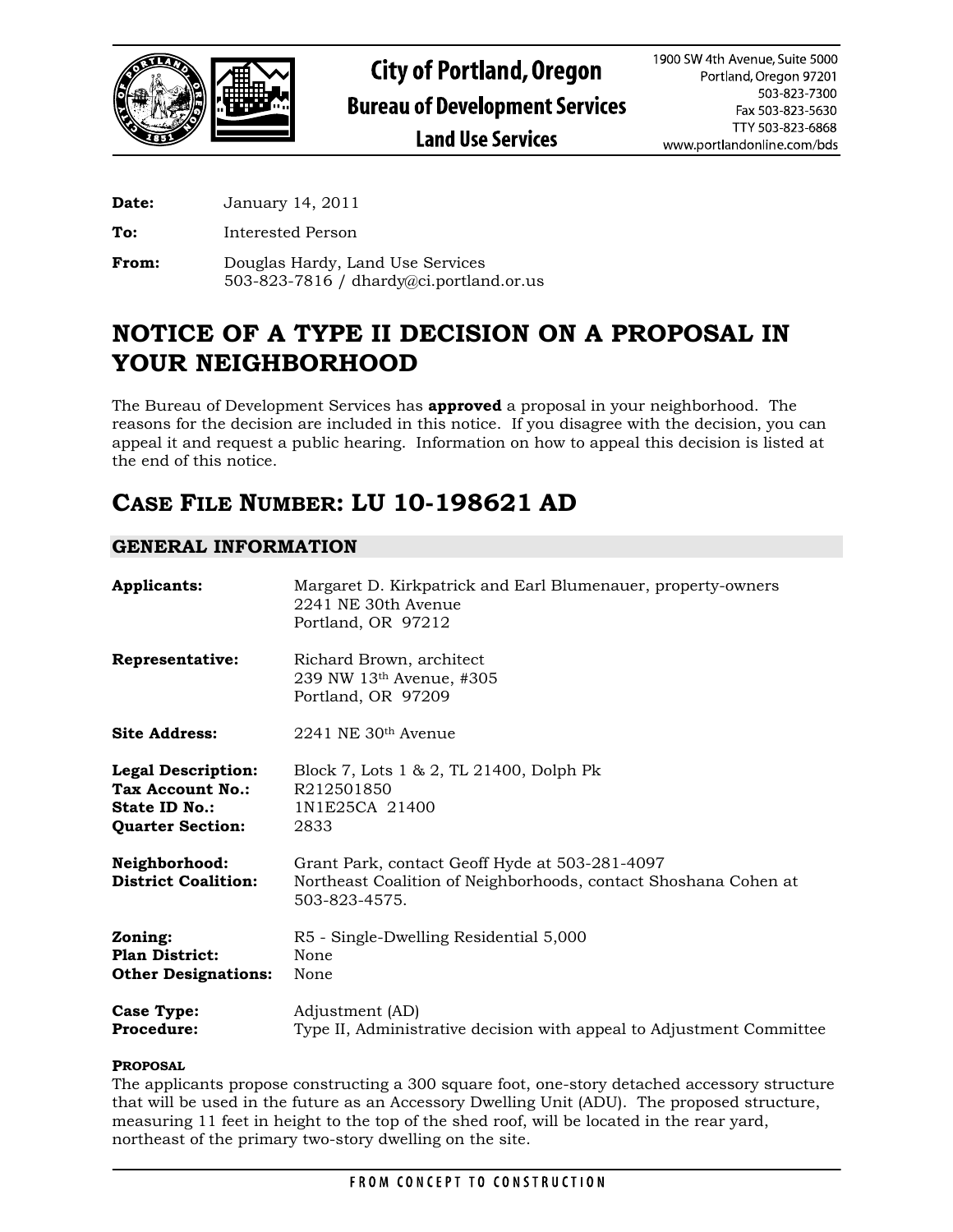# City of Portland, Oregon
## Bureau of Development Services
### Land Use Services

1900 SW 4th Avenue, Suite 5000
Portland, Oregon 97201
503-823-7300
Fax 503-823-5630
TTY 503-823-6868
www.portlandonline.com/bds

**Date:** January 14, 2011

**To:** Interested Person

**From:** Douglas Hardy, Land Use Services
503-823-7816 / dhardy@ci.portland.or.us

# NOTICE OF A TYPE II DECISION ON A PROPOSAL IN YOUR NEIGHBORHOOD

The Bureau of Development Services has **approved** a proposal in your neighborhood. The reasons for the decision are included in this notice. If you disagree with the decision, you can appeal it and request a public hearing. Information on how to appeal this decision is listed at the end of this notice.

# CASE FILE NUMBER: LU 10-198621 AD

## GENERAL INFORMATION

**Applicants:** Margaret D. Kirkpatrick and Earl Blumenauer, property-owners
2241 NE 30th Avenue
Portland, OR 97212

**Representative:** Richard Brown, architect
239 NW 13th Avenue, #305
Portland, OR 97209

**Site Address:** 2241 NE 30th Avenue

**Legal Description:** Block 7, Lots 1 & 2, TL 21400, Dolph Pk
**Tax Account No.:** R212501850
**State ID No.:** 1N1E25CA 21400
**Quarter Section:** 2833

**Neighborhood:** Grant Park, contact Geoff Hyde at 503-281-4097
**District Coalition:** Northeast Coalition of Neighborhoods, contact Shoshana Cohen at 503-823-4575.

**Zoning:** R5 - Single-Dwelling Residential 5,000
**Plan District:** None
**Other Designations:** None

**Case Type:** Adjustment (AD)
**Procedure:** Type II, Administrative decision with appeal to Adjustment Committee

**PROPOSAL**

The applicants propose constructing a 300 square foot, one-story detached accessory structure that will be used in the future as an Accessory Dwelling Unit (ADU). The proposed structure, measuring 11 feet in height to the top of the shed roof, will be located in the rear yard, northeast of the primary two-story dwelling on the site.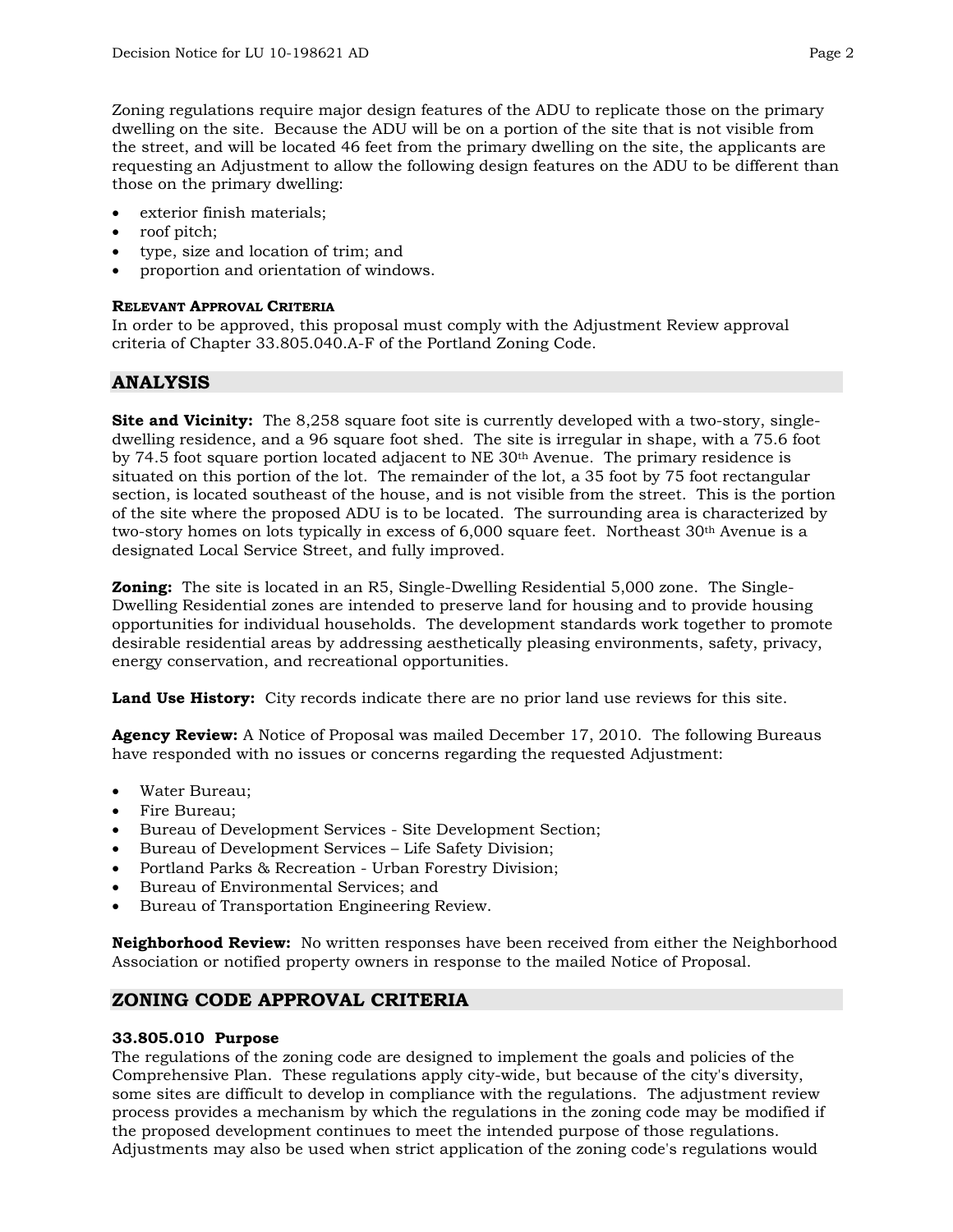Zoning regulations require major design features of the ADU to replicate those on the primary dwelling on the site. Because the ADU will be on a portion of the site that is not visible from the street, and will be located 46 feet from the primary dwelling on the site, the applicants are requesting an Adjustment to allow the following design features on the ADU to be different than those on the primary dwelling:

- exterior finish materials;
- roof pitch;
- type, size and location of trim; and
- proportion and orientation of windows.

**RELEVANT APPROVAL CRITERIA**
In order to be approved, this proposal must comply with the Adjustment Review approval criteria of Chapter 33.805.040.A-F of the Portland Zoning Code.

## ANALYSIS

**Site and Vicinity:** The 8,258 square foot site is currently developed with a two-story, single-dwelling residence, and a 96 square foot shed. The site is irregular in shape, with a 75.6 foot by 74.5 foot square portion located adjacent to NE 30th Avenue. The primary residence is situated on this portion of the lot. The remainder of the lot, a 35 foot by 75 foot rectangular section, is located southeast of the house, and is not visible from the street. This is the portion of the site where the proposed ADU is to be located. The surrounding area is characterized by two-story homes on lots typically in excess of 6,000 square feet. Northeast 30th Avenue is a designated Local Service Street, and fully improved.

**Zoning:** The site is located in an R5, Single-Dwelling Residential 5,000 zone. The Single-Dwelling Residential zones are intended to preserve land for housing and to provide housing opportunities for individual households. The development standards work together to promote desirable residential areas by addressing aesthetically pleasing environments, safety, privacy, energy conservation, and recreational opportunities.

**Land Use History:** City records indicate there are no prior land use reviews for this site.

**Agency Review:** A Notice of Proposal was mailed December 17, 2010. The following Bureaus have responded with no issues or concerns regarding the requested Adjustment:

- Water Bureau;
- Fire Bureau;
- Bureau of Development Services - Site Development Section;
- Bureau of Development Services – Life Safety Division;
- Portland Parks & Recreation - Urban Forestry Division;
- Bureau of Environmental Services; and
- Bureau of Transportation Engineering Review.

**Neighborhood Review:** No written responses have been received from either the Neighborhood Association or notified property owners in response to the mailed Notice of Proposal.

## ZONING CODE APPROVAL CRITERIA

**33.805.010 Purpose**
The regulations of the zoning code are designed to implement the goals and policies of the Comprehensive Plan. These regulations apply city-wide, but because of the city's diversity, some sites are difficult to develop in compliance with the regulations. The adjustment review process provides a mechanism by which the regulations in the zoning code may be modified if the proposed development continues to meet the intended purpose of those regulations. Adjustments may also be used when strict application of the zoning code's regulations would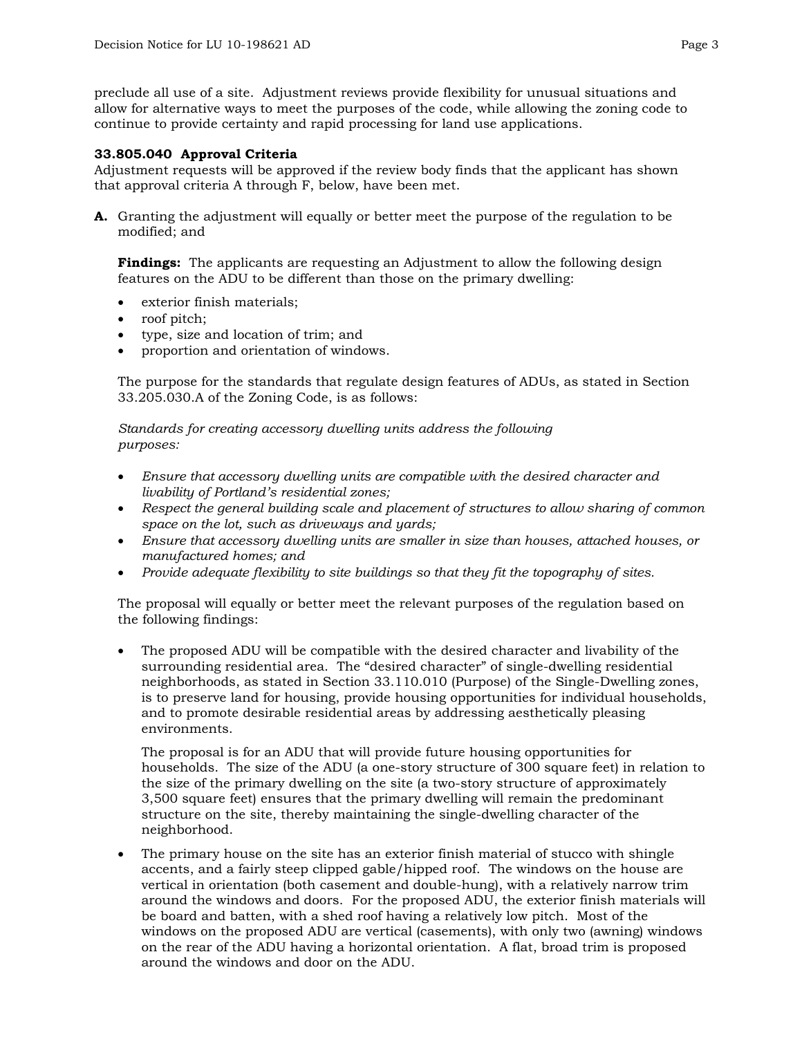preclude all use of a site. Adjustment reviews provide flexibility for unusual situations and allow for alternative ways to meet the purposes of the code, while allowing the zoning code to continue to provide certainty and rapid processing for land use applications.

**33.805.040 Approval Criteria**
Adjustment requests will be approved if the review body finds that the applicant has shown that approval criteria A through F, below, have been met.

**A.** Granting the adjustment will equally or better meet the purpose of the regulation to be modified; and

**Findings:** The applicants are requesting an Adjustment to allow the following design features on the ADU to be different than those on the primary dwelling:

- exterior finish materials;
- roof pitch;
- type, size and location of trim; and
- proportion and orientation of windows.

The purpose for the standards that regulate design features of ADUs, as stated in Section 33.205.030.A of the Zoning Code, is as follows:

*Standards for creating accessory dwelling units address the following purposes:*

- *Ensure that accessory dwelling units are compatible with the desired character and livability of Portland's residential zones;*
- *Respect the general building scale and placement of structures to allow sharing of common space on the lot, such as driveways and yards;*
- *Ensure that accessory dwelling units are smaller in size than houses, attached houses, or manufactured homes; and*
- *Provide adequate flexibility to site buildings so that they fit the topography of sites.*

The proposal will equally or better meet the relevant purposes of the regulation based on the following findings:

- The proposed ADU will be compatible with the desired character and livability of the surrounding residential area. The "desired character" of single-dwelling residential neighborhoods, as stated in Section 33.110.010 (Purpose) of the Single-Dwelling zones, is to preserve land for housing, provide housing opportunities for individual households, and to promote desirable residential areas by addressing aesthetically pleasing environments.

  The proposal is for an ADU that will provide future housing opportunities for households. The size of the ADU (a one-story structure of 300 square feet) in relation to the size of the primary dwelling on the site (a two-story structure of approximately 3,500 square feet) ensures that the primary dwelling will remain the predominant structure on the site, thereby maintaining the single-dwelling character of the neighborhood.

- The primary house on the site has an exterior finish material of stucco with shingle accents, and a fairly steep clipped gable/hipped roof. The windows on the house are vertical in orientation (both casement and double-hung), with a relatively narrow trim around the windows and doors. For the proposed ADU, the exterior finish materials will be board and batten, with a shed roof having a relatively low pitch. Most of the windows on the proposed ADU are vertical (casements), with only two (awning) windows on the rear of the ADU having a horizontal orientation. A flat, broad trim is proposed around the windows and door on the ADU.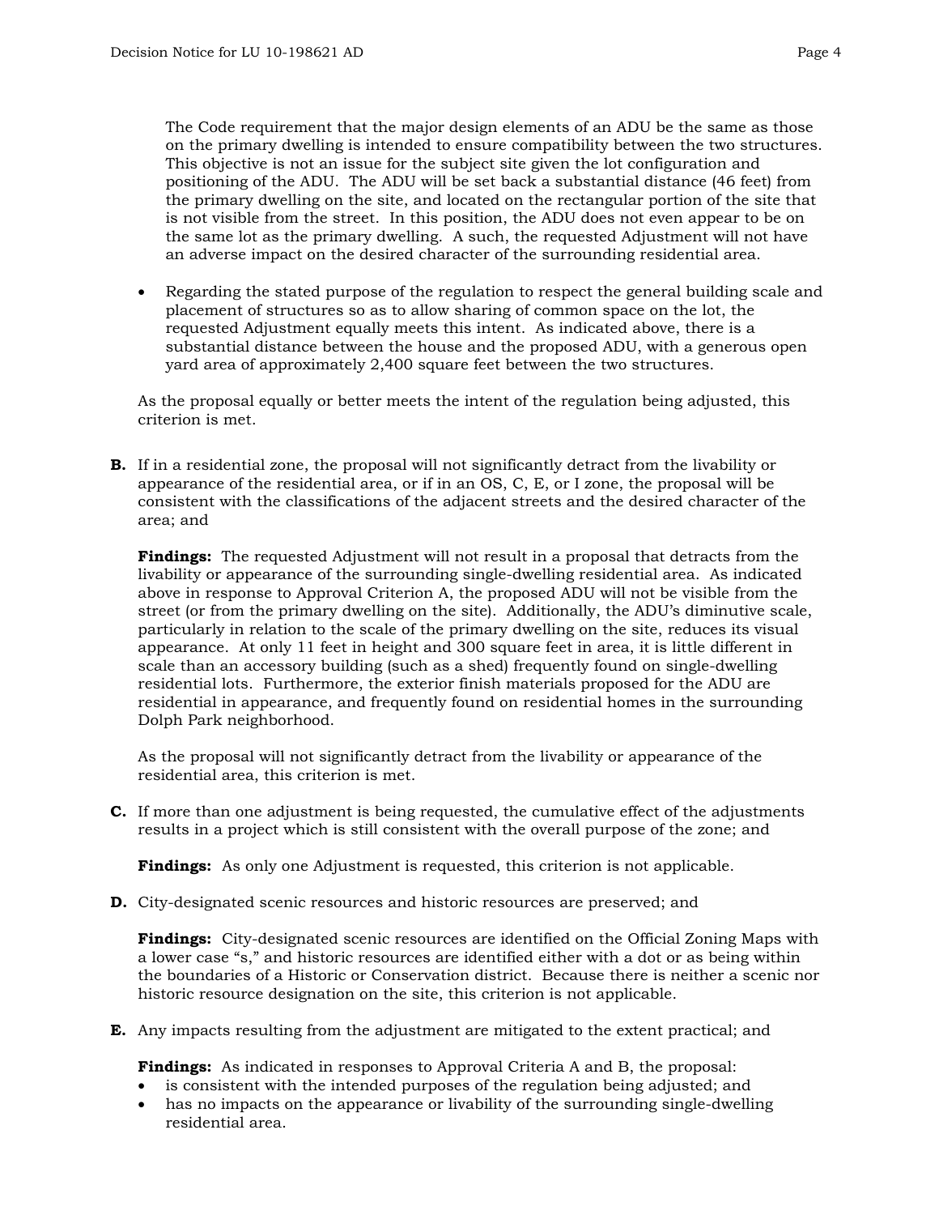The Code requirement that the major design elements of an ADU be the same as those on the primary dwelling is intended to ensure compatibility between the two structures. This objective is not an issue for the subject site given the lot configuration and positioning of the ADU. The ADU will be set back a substantial distance (46 feet) from the primary dwelling on the site, and located on the rectangular portion of the site that is not visible from the street. In this position, the ADU does not even appear to be on the same lot as the primary dwelling. A such, the requested Adjustment will not have an adverse impact on the desired character of the surrounding residential area.

- Regarding the stated purpose of the regulation to respect the general building scale and placement of structures so as to allow sharing of common space on the lot, the requested Adjustment equally meets this intent. As indicated above, there is a substantial distance between the house and the proposed ADU, with a generous open yard area of approximately 2,400 square feet between the two structures.

As the proposal equally or better meets the intent of the regulation being adjusted, this criterion is met.

**B.** If in a residential zone, the proposal will not significantly detract from the livability or appearance of the residential area, or if in an OS, C, E, or I zone, the proposal will be consistent with the classifications of the adjacent streets and the desired character of the area; and

**Findings:** The requested Adjustment will not result in a proposal that detracts from the livability or appearance of the surrounding single-dwelling residential area. As indicated above in response to Approval Criterion A, the proposed ADU will not be visible from the street (or from the primary dwelling on the site). Additionally, the ADU's diminutive scale, particularly in relation to the scale of the primary dwelling on the site, reduces its visual appearance. At only 11 feet in height and 300 square feet in area, it is little different in scale than an accessory building (such as a shed) frequently found on single-dwelling residential lots. Furthermore, the exterior finish materials proposed for the ADU are residential in appearance, and frequently found on residential homes in the surrounding Dolph Park neighborhood.

As the proposal will not significantly detract from the livability or appearance of the residential area, this criterion is met.

**C.** If more than one adjustment is being requested, the cumulative effect of the adjustments results in a project which is still consistent with the overall purpose of the zone; and

**Findings:** As only one Adjustment is requested, this criterion is not applicable.

**D.** City-designated scenic resources and historic resources are preserved; and

**Findings:** City-designated scenic resources are identified on the Official Zoning Maps with a lower case "s," and historic resources are identified either with a dot or as being within the boundaries of a Historic or Conservation district. Because there is neither a scenic nor historic resource designation on the site, this criterion is not applicable.

**E.** Any impacts resulting from the adjustment are mitigated to the extent practical; and

**Findings:** As indicated in responses to Approval Criteria A and B, the proposal:

- is consistent with the intended purposes of the regulation being adjusted; and
- has no impacts on the appearance or livability of the surrounding single-dwelling residential area.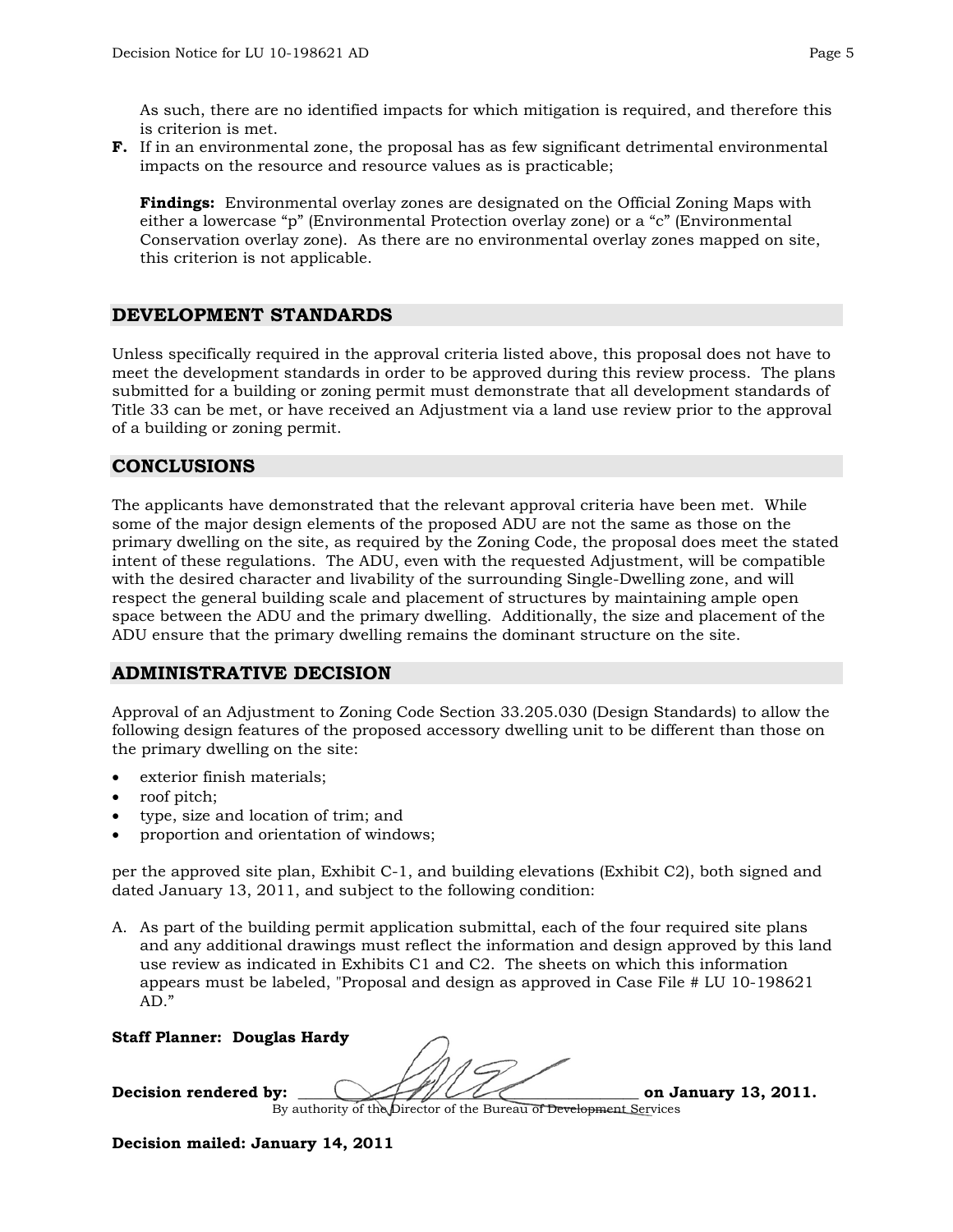As such, there are no identified impacts for which mitigation is required, and therefore this is criterion is met.

**F.** If in an environmental zone, the proposal has as few significant detrimental environmental impacts on the resource and resource values as is practicable;

**Findings:** Environmental overlay zones are designated on the Official Zoning Maps with either a lowercase "p" (Environmental Protection overlay zone) or a "c" (Environmental Conservation overlay zone). As there are no environmental overlay zones mapped on site, this criterion is not applicable.

## DEVELOPMENT STANDARDS

Unless specifically required in the approval criteria listed above, this proposal does not have to meet the development standards in order to be approved during this review process. The plans submitted for a building or zoning permit must demonstrate that all development standards of Title 33 can be met, or have received an Adjustment via a land use review prior to the approval of a building or zoning permit.

## CONCLUSIONS

The applicants have demonstrated that the relevant approval criteria have been met. While some of the major design elements of the proposed ADU are not the same as those on the primary dwelling on the site, as required by the Zoning Code, the proposal does meet the stated intent of these regulations. The ADU, even with the requested Adjustment, will be compatible with the desired character and livability of the surrounding Single-Dwelling zone, and will respect the general building scale and placement of structures by maintaining ample open space between the ADU and the primary dwelling. Additionally, the size and placement of the ADU ensure that the primary dwelling remains the dominant structure on the site.

## ADMINISTRATIVE DECISION

Approval of an Adjustment to Zoning Code Section 33.205.030 (Design Standards) to allow the following design features of the proposed accessory dwelling unit to be different than those on the primary dwelling on the site:

- exterior finish materials;
- roof pitch;
- type, size and location of trim; and
- proportion and orientation of windows;

per the approved site plan, Exhibit C-1, and building elevations (Exhibit C2), both signed and dated January 13, 2011, and subject to the following condition:

A. As part of the building permit application submittal, each of the four required site plans and any additional drawings must reflect the information and design approved by this land use review as indicated in Exhibits C1 and C2. The sheets on which this information appears must be labeled, "Proposal and design as approved in Case File # LU 10-198621 AD."

**Staff Planner: Douglas Hardy**

**Decision rendered by:** ______________________________ **on January 13, 2011.**
By authority of the Director of the Bureau of Development Services

**Decision mailed: January 14, 2011**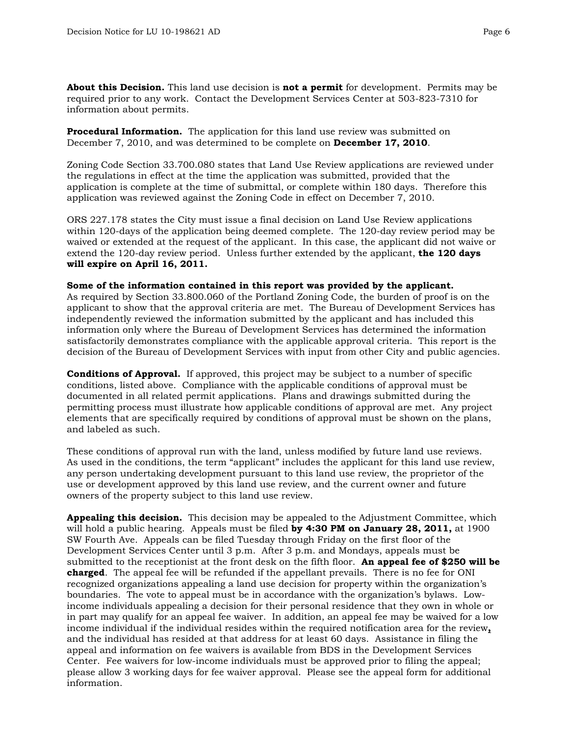**About this Decision.** This land use decision is **not a permit** for development. Permits may be required prior to any work. Contact the Development Services Center at 503-823-7310 for information about permits.

**Procedural Information.** The application for this land use review was submitted on December 7, 2010, and was determined to be complete on **December 17, 2010**.

Zoning Code Section 33.700.080 states that Land Use Review applications are reviewed under the regulations in effect at the time the application was submitted, provided that the application is complete at the time of submittal, or complete within 180 days. Therefore this application was reviewed against the Zoning Code in effect on December 7, 2010.

ORS 227.178 states the City must issue a final decision on Land Use Review applications within 120-days of the application being deemed complete. The 120-day review period may be waived or extended at the request of the applicant. In this case, the applicant did not waive or extend the 120-day review period. Unless further extended by the applicant, **the 120 days will expire on April 16, 2011.**

**Some of the information contained in this report was provided by the applicant.**
As required by Section 33.800.060 of the Portland Zoning Code, the burden of proof is on the applicant to show that the approval criteria are met. The Bureau of Development Services has independently reviewed the information submitted by the applicant and has included this information only where the Bureau of Development Services has determined the information satisfactorily demonstrates compliance with the applicable approval criteria. This report is the decision of the Bureau of Development Services with input from other City and public agencies.

**Conditions of Approval.** If approved, this project may be subject to a number of specific conditions, listed above. Compliance with the applicable conditions of approval must be documented in all related permit applications. Plans and drawings submitted during the permitting process must illustrate how applicable conditions of approval are met. Any project elements that are specifically required by conditions of approval must be shown on the plans, and labeled as such.

These conditions of approval run with the land, unless modified by future land use reviews. As used in the conditions, the term "applicant" includes the applicant for this land use review, any person undertaking development pursuant to this land use review, the proprietor of the use or development approved by this land use review, and the current owner and future owners of the property subject to this land use review.

**Appealing this decision.** This decision may be appealed to the Adjustment Committee, which will hold a public hearing. Appeals must be filed **by 4:30 PM on January 28, 2011,** at 1900 SW Fourth Ave. Appeals can be filed Tuesday through Friday on the first floor of the Development Services Center until 3 p.m. After 3 p.m. and Mondays, appeals must be submitted to the receptionist at the front desk on the fifth floor. **An appeal fee of $250 will be charged**. The appeal fee will be refunded if the appellant prevails. There is no fee for ONI recognized organizations appealing a land use decision for property within the organization's boundaries. The vote to appeal must be in accordance with the organization's bylaws. Low-income individuals appealing a decision for their personal residence that they own in whole or in part may qualify for an appeal fee waiver. In addition, an appeal fee may be waived for a low income individual if the individual resides within the required notification area for the review, and the individual has resided at that address for at least 60 days. Assistance in filing the appeal and information on fee waivers is available from BDS in the Development Services Center. Fee waivers for low-income individuals must be approved prior to filing the appeal; please allow 3 working days for fee waiver approval. Please see the appeal form for additional information.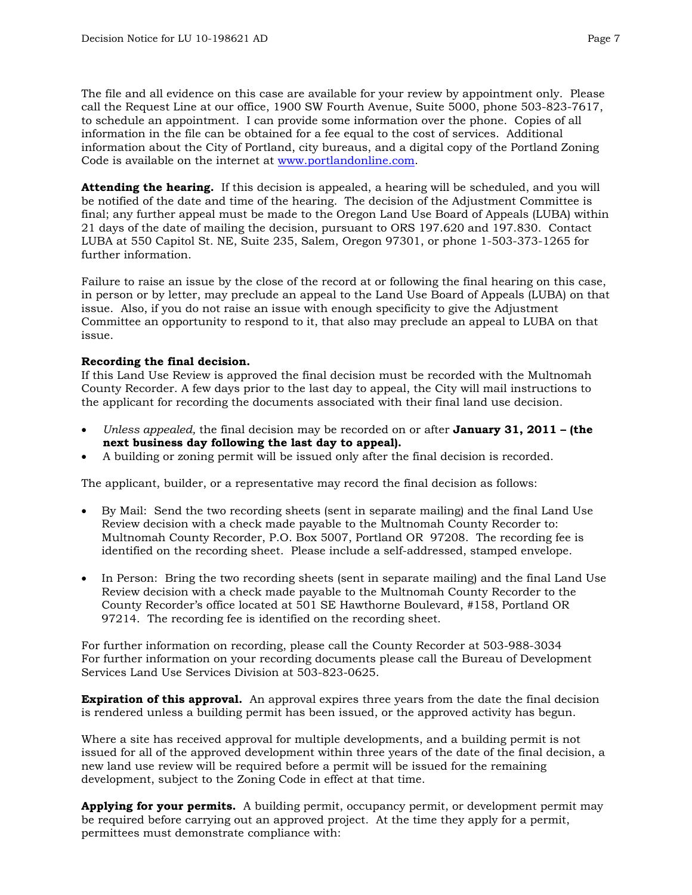The file and all evidence on this case are available for your review by appointment only. Please call the Request Line at our office, 1900 SW Fourth Avenue, Suite 5000, phone 503-823-7617, to schedule an appointment. I can provide some information over the phone. Copies of all information in the file can be obtained for a fee equal to the cost of services. Additional information about the City of Portland, city bureaus, and a digital copy of the Portland Zoning Code is available on the internet at www.portlandonline.com.

**Attending the hearing.** If this decision is appealed, a hearing will be scheduled, and you will be notified of the date and time of the hearing. The decision of the Adjustment Committee is final; any further appeal must be made to the Oregon Land Use Board of Appeals (LUBA) within 21 days of the date of mailing the decision, pursuant to ORS 197.620 and 197.830. Contact LUBA at 550 Capitol St. NE, Suite 235, Salem, Oregon 97301, or phone 1-503-373-1265 for further information.

Failure to raise an issue by the close of the record at or following the final hearing on this case, in person or by letter, may preclude an appeal to the Land Use Board of Appeals (LUBA) on that issue. Also, if you do not raise an issue with enough specificity to give the Adjustment Committee an opportunity to respond to it, that also may preclude an appeal to LUBA on that issue.

**Recording the final decision.**
If this Land Use Review is approved the final decision must be recorded with the Multnomah County Recorder. A few days prior to the last day to appeal, the City will mail instructions to the applicant for recording the documents associated with their final land use decision.

- *Unless appealed,* the final decision may be recorded on or after **January 31, 2011 – (the next business day following the last day to appeal).**
- A building or zoning permit will be issued only after the final decision is recorded.

The applicant, builder, or a representative may record the final decision as follows:

- By Mail: Send the two recording sheets (sent in separate mailing) and the final Land Use Review decision with a check made payable to the Multnomah County Recorder to: Multnomah County Recorder, P.O. Box 5007, Portland OR 97208. The recording fee is identified on the recording sheet. Please include a self-addressed, stamped envelope.

- In Person: Bring the two recording sheets (sent in separate mailing) and the final Land Use Review decision with a check made payable to the Multnomah County Recorder to the County Recorder's office located at 501 SE Hawthorne Boulevard, #158, Portland OR 97214. The recording fee is identified on the recording sheet.

For further information on recording, please call the County Recorder at 503-988-3034
For further information on your recording documents please call the Bureau of Development Services Land Use Services Division at 503-823-0625.

**Expiration of this approval.** An approval expires three years from the date the final decision is rendered unless a building permit has been issued, or the approved activity has begun.

Where a site has received approval for multiple developments, and a building permit is not issued for all of the approved development within three years of the date of the final decision, a new land use review will be required before a permit will be issued for the remaining development, subject to the Zoning Code in effect at that time.

**Applying for your permits.** A building permit, occupancy permit, or development permit may be required before carrying out an approved project. At the time they apply for a permit, permittees must demonstrate compliance with: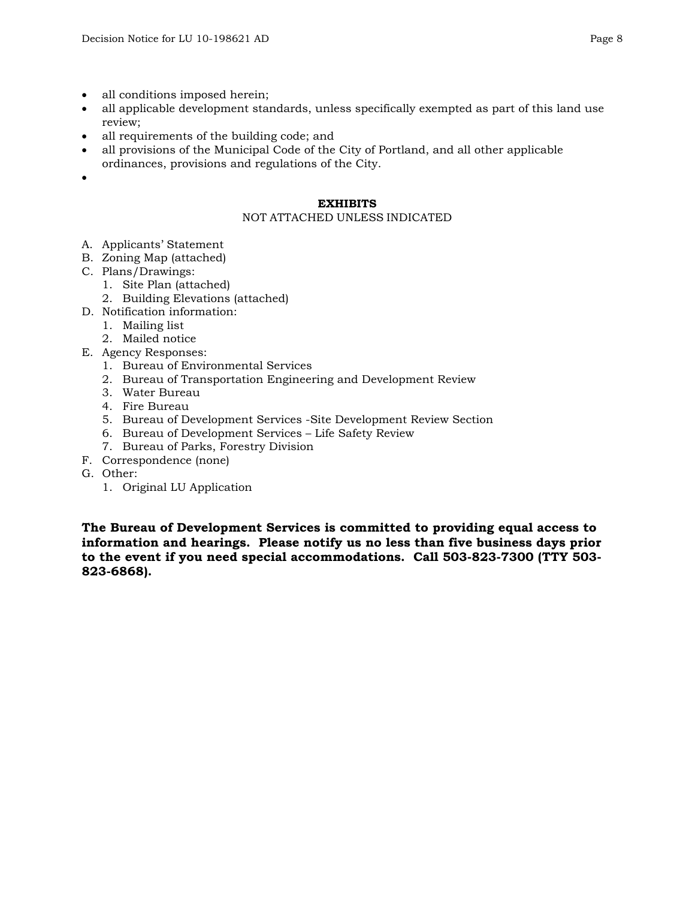- all conditions imposed herein;
- all applicable development standards, unless specifically exempted as part of this land use review;
- all requirements of the building code; and
- all provisions of the Municipal Code of the City of Portland, and all other applicable ordinances, provisions and regulations of the City.
-

## EXHIBITS

NOT ATTACHED UNLESS INDICATED

A. Applicants' Statement
B. Zoning Map (attached)
C. Plans/Drawings:
   1. Site Plan (attached)
   2. Building Elevations (attached)
D. Notification information:
   1. Mailing list
   2. Mailed notice
E. Agency Responses:
   1. Bureau of Environmental Services
   2. Bureau of Transportation Engineering and Development Review
   3. Water Bureau
   4. Fire Bureau
   5. Bureau of Development Services -Site Development Review Section
   6. Bureau of Development Services – Life Safety Review
   7. Bureau of Parks, Forestry Division
F. Correspondence (none)
G. Other:
   1. Original LU Application

**The Bureau of Development Services is committed to providing equal access to information and hearings. Please notify us no less than five business days prior to the event if you need special accommodations. Call 503-823-7300 (TTY 503-823-6868).**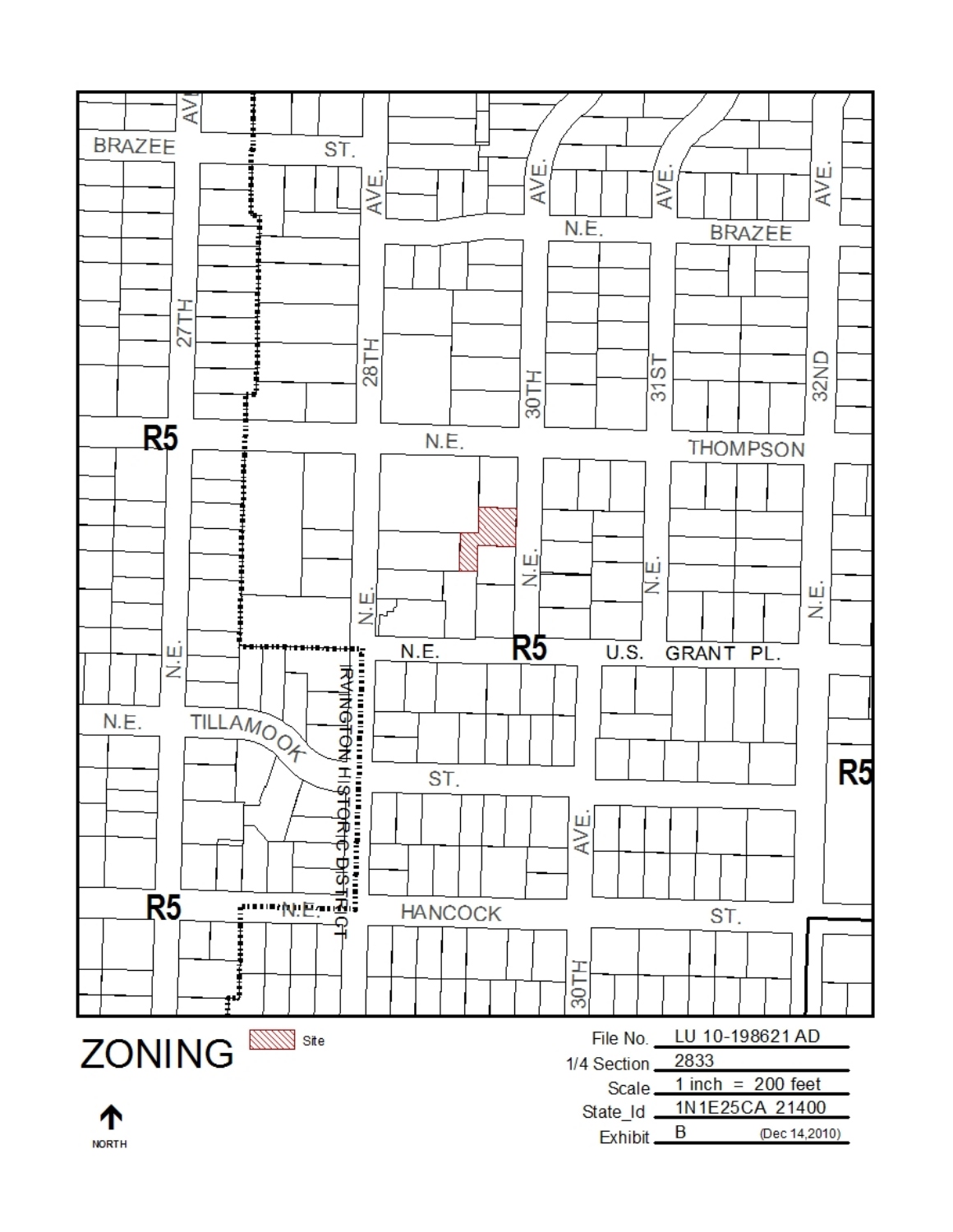# ZONING

Site

NORTH

| | |
|---|---|
| File No. | LU 10-198621 AD |
| 1/4 Section | 2833 |
| Scale | 1 inch = 200 feet |
| State_Id | 1N1E25CA 21400 |
| Exhibit | B (Dec 14,2010) |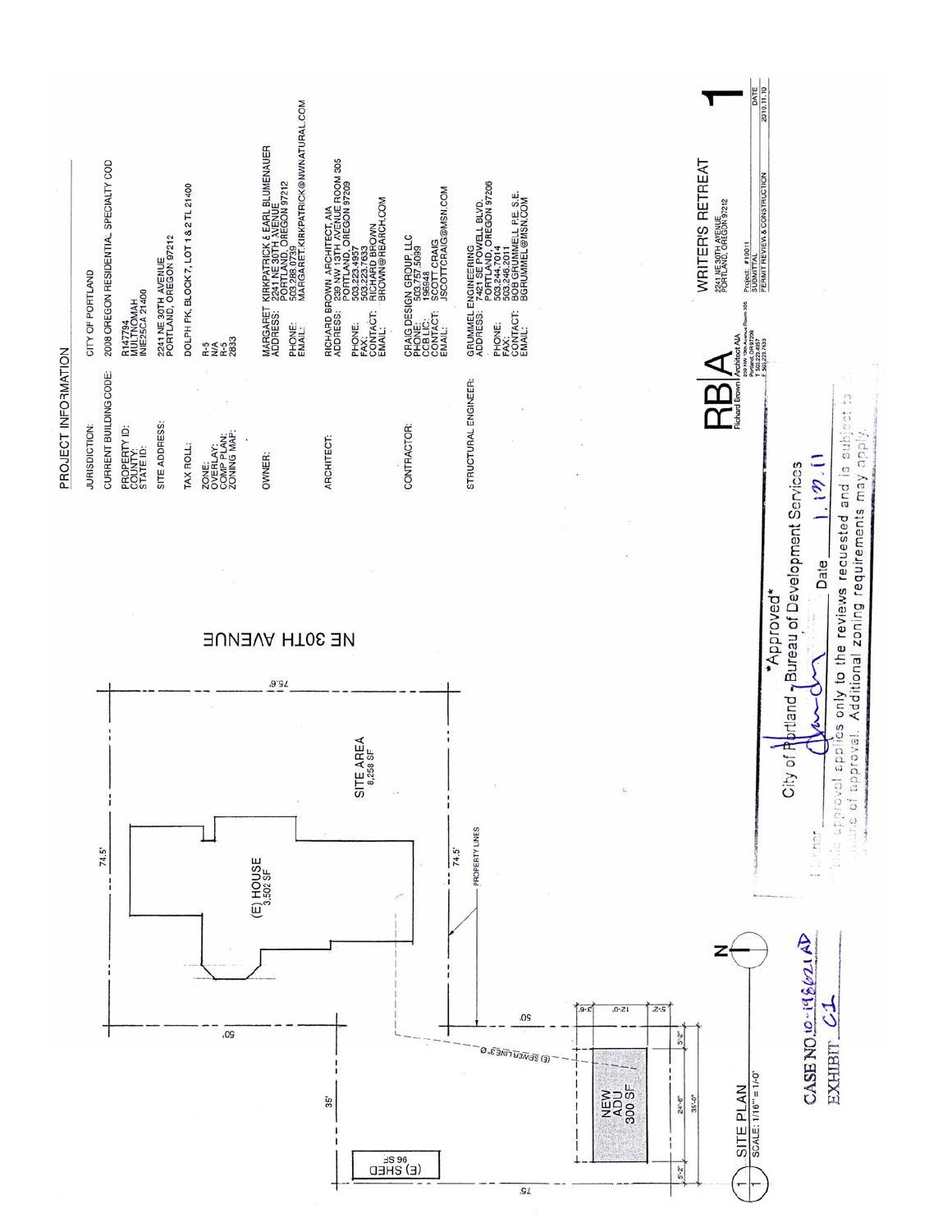## PROJECT INFORMATION

| | |
|---|---|
| JURISDICTION: | CITY OF PORTLAND |
| CURRENT BUILDING CODE: | 2008 OREGON RESIDENTIAL SPECIALTY COD |
| PROPERTY ID: COUNTY: STATE ID: | R147794 MULTNOMAH INIE25CA 21400 |
| SITE ADDRESS: | 2241 NE 30TH AVENUE PORTLAND, OREGON 97212 |
| TAX ROLL: | DOLPH PK, BLOCK 7, LOT 1 & 2 TL 21400 |
| ZONE: OVERLAY: COMP PLAN: ZONING MAP: | R-5 N/A R-5 2833 |
| OWNER: | MARGARET KIRKPATRICK & EARL BLUMENAUER<br>ADDRESS: 2241 NE 30TH AVENUE PORTLAND, OREGON 97212<br>PHONE: 503.288.0739<br>EMAIL: MARGARET.KIRKPATRICK@NWNATURAL.COM |
| ARCHITECT: | RICHARD BROWN ARCHITECT, AIA<br>ADDRESS: 239 NW 13TH AVENUE ROOM 305 PORTLAND, OREGON 97209<br>PHONE: 503.223.4957<br>FAX: 503.223.7633<br>CONTACT: RICHARD BROWN<br>EMAIL: BROWN@RBARCH.COM |
| CONTRACTOR: | CRAIG DESIGN GROUP, LLC<br>PHONE: 503.757.5099<br>CCB LIC: 196948<br>CONTACT: SCOTT CRAIG<br>EMAIL: JSCOTTCRAIG@MSN.COM |
| STRUCTURAL ENGINEER: | GRUMMEL ENGINEERING<br>ADDRESS: 7421 SE POWELL BLVD. PORTLAND, OREGON 97206<br>PHONE: 503.244.7014<br>FAX: 503.246.2011<br>CONTACT: BOB GRUMMEL P.E. S.E.<br>EMAIL: BGRUMMEL@MSN.COM |

NE 30TH AVENUE

74.5' 75.6' 50' 50' 35' 75' 74.5'

(E) HOUSE 3,502 SF

SITE AREA 8,258 SF

PROPERTY LINES

(E) SEWER LINE 3" Ø

(E) SHED 96 SF

NEW ADU 300 SF

5'-2" 24'-8" 35'-0" 5'-2" 3'-6" 12'-0" 5'-2" 5'-2"

N

SITE PLAN
SCALE: 1/16" = 1'-0"

CASE NO. 10-198621 AD
EXHIBIT C1

*Approved*
City of Portland - Bureau of Development Services
Planner ________ Date 1.19.11
This approval applies only to the reviews requested and is subject to all conditions of approval. Additional zoning requirements may apply.

RB|A Richard Brown Architect AIA
239 NW 13th Avenue Room 305 Portland, OR 97209 T 503.223.4957 F 503.223.7633

WRITER'S RETREAT
2241 NE 30TH AVENUE
PORTLAND, OREGON 97212

Project: #10011

| SUBMITTAL | DATE |
|---|---|
| PERMIT REVIEW & CONSTRUCTION | 2010.11.10 |

1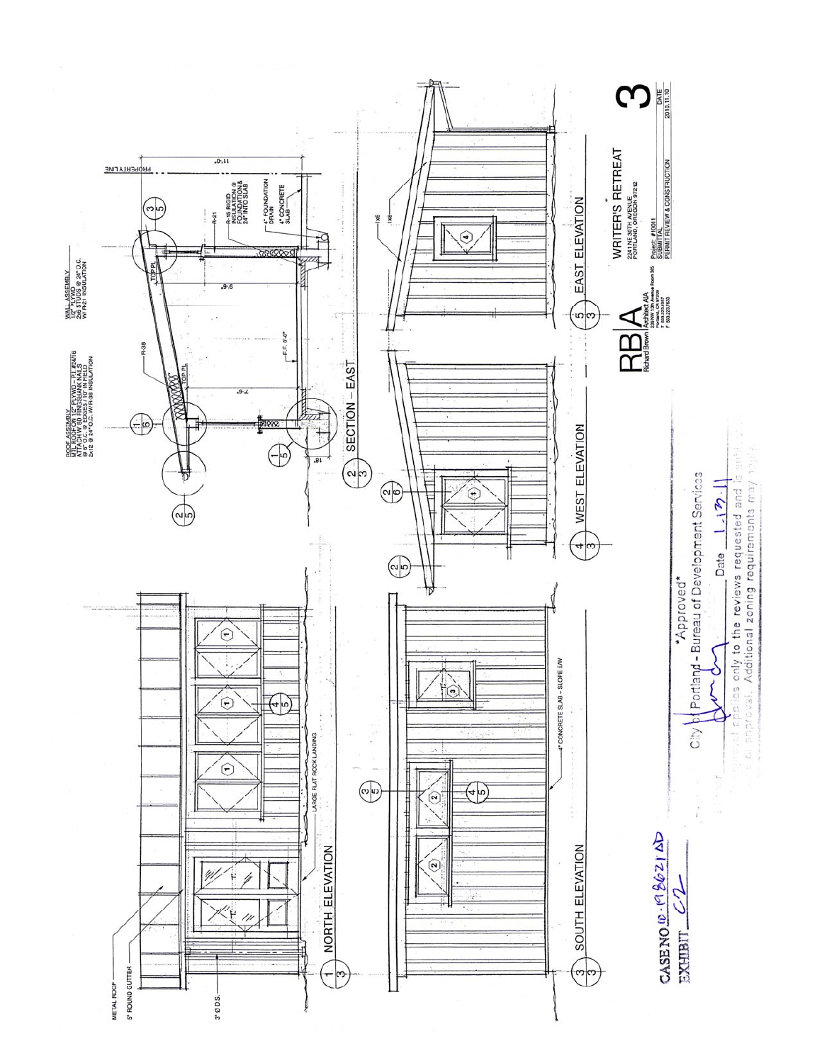METAL ROOF

5" ROUND GUTTER

3" Ø D.S.

LARGE FLAT ROCK LANDING

NORTH ELEVATION

4" CONCRETE SLAB - SLOPE E/W

SOUTH ELEVATION

ROOF ASSEMBLY
MTL ROOF ON 1/2" PLYWD - PT #24/16
ATTACH W/ 8d RINGSHANK NAILS
@ 6" O.C. @ EDGES / 10" IN FIELD
2x12 @ 24" O.C. W/ R-38 INSULATION

WALL ASSEMBLY
1/2" PLYWD
2x6 STUDS @ 24" O.C.
W/ R-21 INSULATION

PROPERTY LINE

11'-0"

TOP PL

R-38

R-21

9'-6"

7'-6"

F.F. 0'-0"

18"

R-15 RIGID INSULATION @ FOUNDATION & 24" INTO SLAB

4" FOUNDATION DRAIN

4" CONCRETE SLAB

SECTION - EAST

1x6

1x8

WEST ELEVATION

EAST ELEVATION

CASE NO. 10-198621 AD

EXHIBIT C2

*Approved*

City of Portland - Bureau of Development Services

Date 1.13.11

...approval applies only to the reviews requested and is subject to ... approval. Additional zoning requirements may apply.

RBA
Richard Brown Architect AIA
239 NW 13th Avenue Room 305
Portland, OR 97209
T 503.223.6497
F 503.223.7633

WRITER'S RETREAT
2241 NE 30TH AVENUE
PORTLAND, OREGON 97212

Project: #10011
SUBMITTAL
PERMIT REVIEW & CONSTRUCTION

DATE
2010.11.10

3